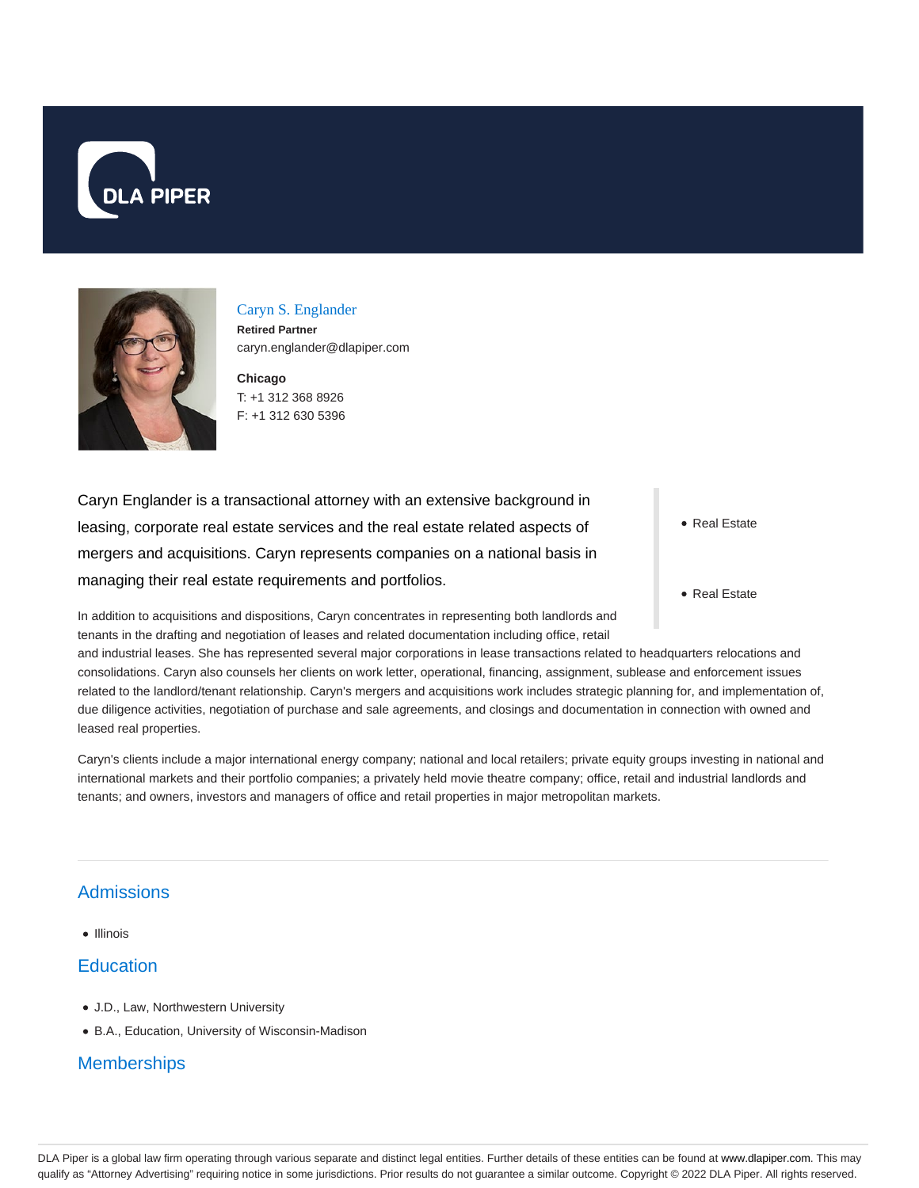DLA PIPER

Caryn S. Englander
**Retired Partner**
caryn.englander@dlapiper.com

**Chicago**
T: +1 312 368 8926
F: +1 312 630 5396

Caryn Englander is a transactional attorney with an extensive background in leasing, corporate real estate services and the real estate related aspects of mergers and acquisitions. Caryn represents companies on a national basis in managing their real estate requirements and portfolios.

- Real Estate
- Real Estate

In addition to acquisitions and dispositions, Caryn concentrates in representing both landlords and tenants in the drafting and negotiation of leases and related documentation including office, retail and industrial leases. She has represented several major corporations in lease transactions related to headquarters relocations and consolidations. Caryn also counsels her clients on work letter, operational, financing, assignment, sublease and enforcement issues related to the landlord/tenant relationship. Caryn's mergers and acquisitions work includes strategic planning for, and implementation of, due diligence activities, negotiation of purchase and sale agreements, and closings and documentation in connection with owned and leased real properties.

Caryn's clients include a major international energy company; national and local retailers; private equity groups investing in national and international markets and their portfolio companies; a privately held movie theatre company; office, retail and industrial landlords and tenants; and owners, investors and managers of office and retail properties in major metropolitan markets.

## Admissions

- Illinois

## Education

- J.D., Law, Northwestern University
- B.A., Education, University of Wisconsin-Madison

## Memberships

DLA Piper is a global law firm operating through various separate and distinct legal entities. Further details of these entities can be found at www.dlapiper.com. This may qualify as "Attorney Advertising" requiring notice in some jurisdictions. Prior results do not guarantee a similar outcome. Copyright © 2022 DLA Piper. All rights reserved.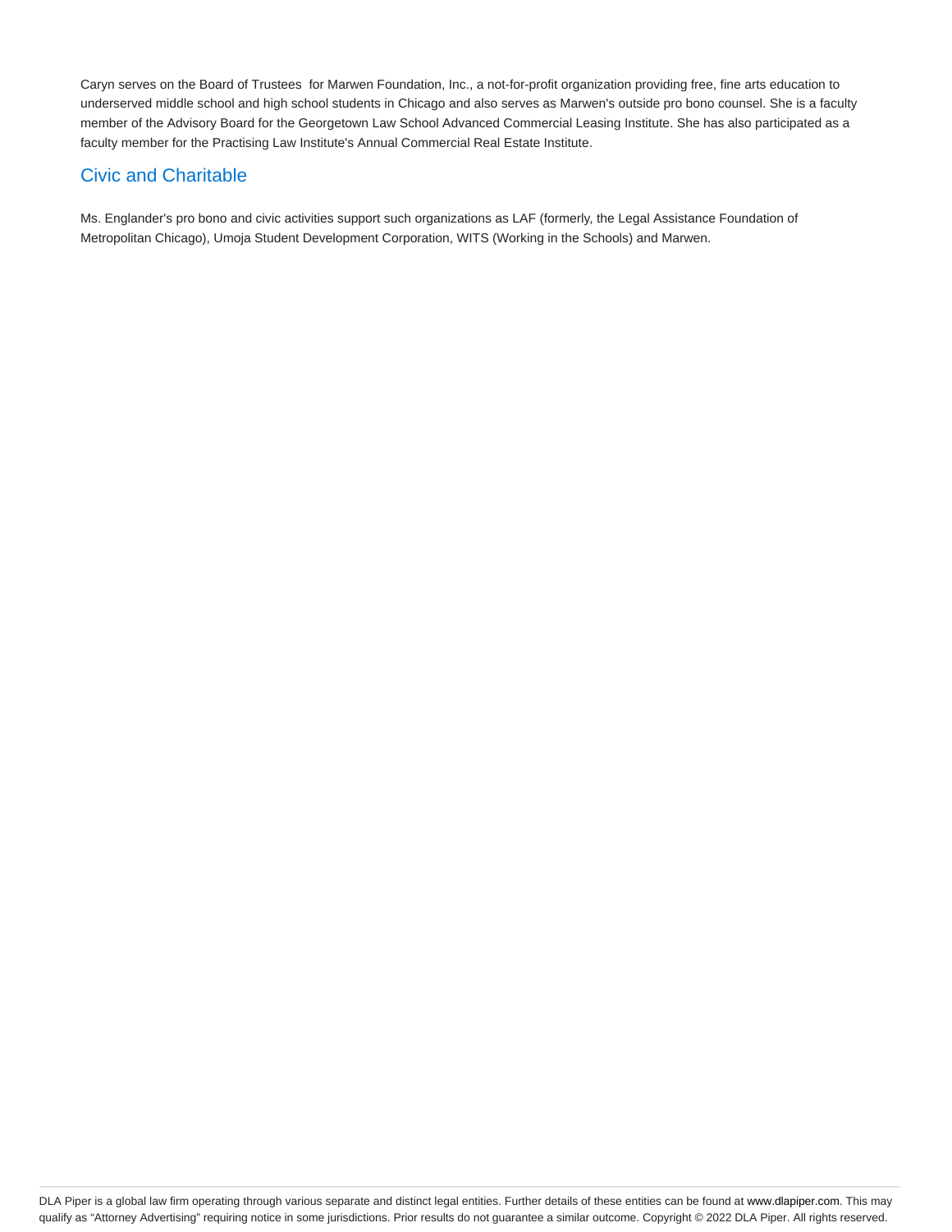Caryn serves on the Board of Trustees  for Marwen Foundation, Inc., a not-for-profit organization providing free, fine arts education to underserved middle school and high school students in Chicago and also serves as Marwen's outside pro bono counsel. She is a faculty member of the Advisory Board for the Georgetown Law School Advanced Commercial Leasing Institute. She has also participated as a faculty member for the Practising Law Institute's Annual Commercial Real Estate Institute.

## Civic and Charitable

Ms. Englander's pro bono and civic activities support such organizations as LAF (formerly, the Legal Assistance Foundation of Metropolitan Chicago), Umoja Student Development Corporation, WITS (Working in the Schools) and Marwen.

DLA Piper is a global law firm operating through various separate and distinct legal entities. Further details of these entities can be found at www.dlapiper.com. This may qualify as "Attorney Advertising" requiring notice in some jurisdictions. Prior results do not guarantee a similar outcome. Copyright © 2022 DLA Piper. All rights reserved.